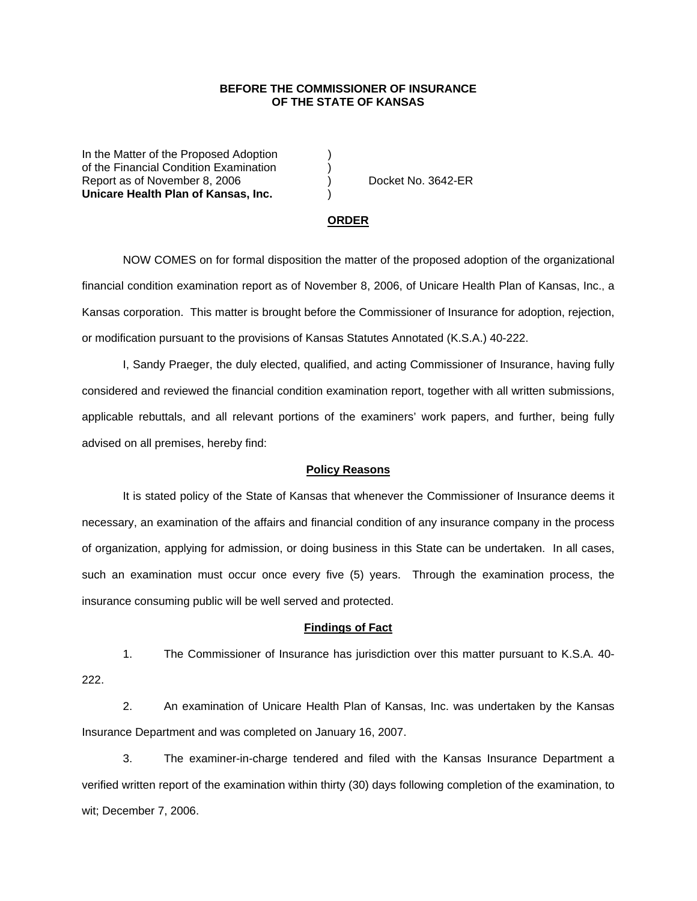**BEFORE THE COMMISSIONER OF INSURANCE**
**OF THE STATE OF KANSAS**

| | | |
|---|---|---|
| In the Matter of the Proposed Adoption | ) | |
| of the Financial Condition Examination | ) | |
| Report as of November 8, 2006 | ) | Docket No. 3642-ER |
| **Unicare Health Plan of Kansas, Inc.** | ) | |

**ORDER**

NOW COMES on for formal disposition the matter of the proposed adoption of the organizational financial condition examination report as of November 8, 2006, of Unicare Health Plan of Kansas, Inc., a Kansas corporation. This matter is brought before the Commissioner of Insurance for adoption, rejection, or modification pursuant to the provisions of Kansas Statutes Annotated (K.S.A.) 40-222.

I, Sandy Praeger, the duly elected, qualified, and acting Commissioner of Insurance, having fully considered and reviewed the financial condition examination report, together with all written submissions, applicable rebuttals, and all relevant portions of the examiners' work papers, and further, being fully advised on all premises, hereby find:

**Policy Reasons**

It is stated policy of the State of Kansas that whenever the Commissioner of Insurance deems it necessary, an examination of the affairs and financial condition of any insurance company in the process of organization, applying for admission, or doing business in this State can be undertaken. In all cases, such an examination must occur once every five (5) years. Through the examination process, the insurance consuming public will be well served and protected.

**Findings of Fact**

1. The Commissioner of Insurance has jurisdiction over this matter pursuant to K.S.A. 40-222.

2. An examination of Unicare Health Plan of Kansas, Inc. was undertaken by the Kansas Insurance Department and was completed on January 16, 2007.

3. The examiner-in-charge tendered and filed with the Kansas Insurance Department a verified written report of the examination within thirty (30) days following completion of the examination, to wit; December 7, 2006.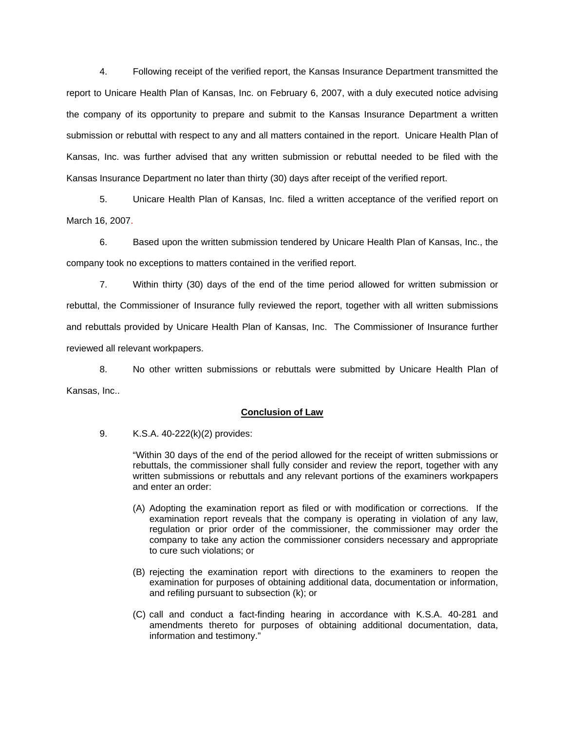4. Following receipt of the verified report, the Kansas Insurance Department transmitted the report to Unicare Health Plan of Kansas, Inc. on February 6, 2007, with a duly executed notice advising the company of its opportunity to prepare and submit to the Kansas Insurance Department a written submission or rebuttal with respect to any and all matters contained in the report. Unicare Health Plan of Kansas, Inc. was further advised that any written submission or rebuttal needed to be filed with the Kansas Insurance Department no later than thirty (30) days after receipt of the verified report.

5. Unicare Health Plan of Kansas, Inc. filed a written acceptance of the verified report on March 16, 2007.

6. Based upon the written submission tendered by Unicare Health Plan of Kansas, Inc., the company took no exceptions to matters contained in the verified report.

7. Within thirty (30) days of the end of the time period allowed for written submission or rebuttal, the Commissioner of Insurance fully reviewed the report, together with all written submissions and rebuttals provided by Unicare Health Plan of Kansas, Inc. The Commissioner of Insurance further reviewed all relevant workpapers.

8. No other written submissions or rebuttals were submitted by Unicare Health Plan of Kansas, Inc..

## Conclusion of Law

9. K.S.A. 40-222(k)(2) provides:

> "Within 30 days of the end of the period allowed for the receipt of written submissions or rebuttals, the commissioner shall fully consider and review the report, together with any written submissions or rebuttals and any relevant portions of the examiners workpapers and enter an order:
>
> (A) Adopting the examination report as filed or with modification or corrections. If the examination report reveals that the company is operating in violation of any law, regulation or prior order of the commissioner, the commissioner may order the company to take any action the commissioner considers necessary and appropriate to cure such violations; or
>
> (B) rejecting the examination report with directions to the examiners to reopen the examination for purposes of obtaining additional data, documentation or information, and refiling pursuant to subsection (k); or
>
> (C) call and conduct a fact-finding hearing in accordance with K.S.A. 40-281 and amendments thereto for purposes of obtaining additional documentation, data, information and testimony."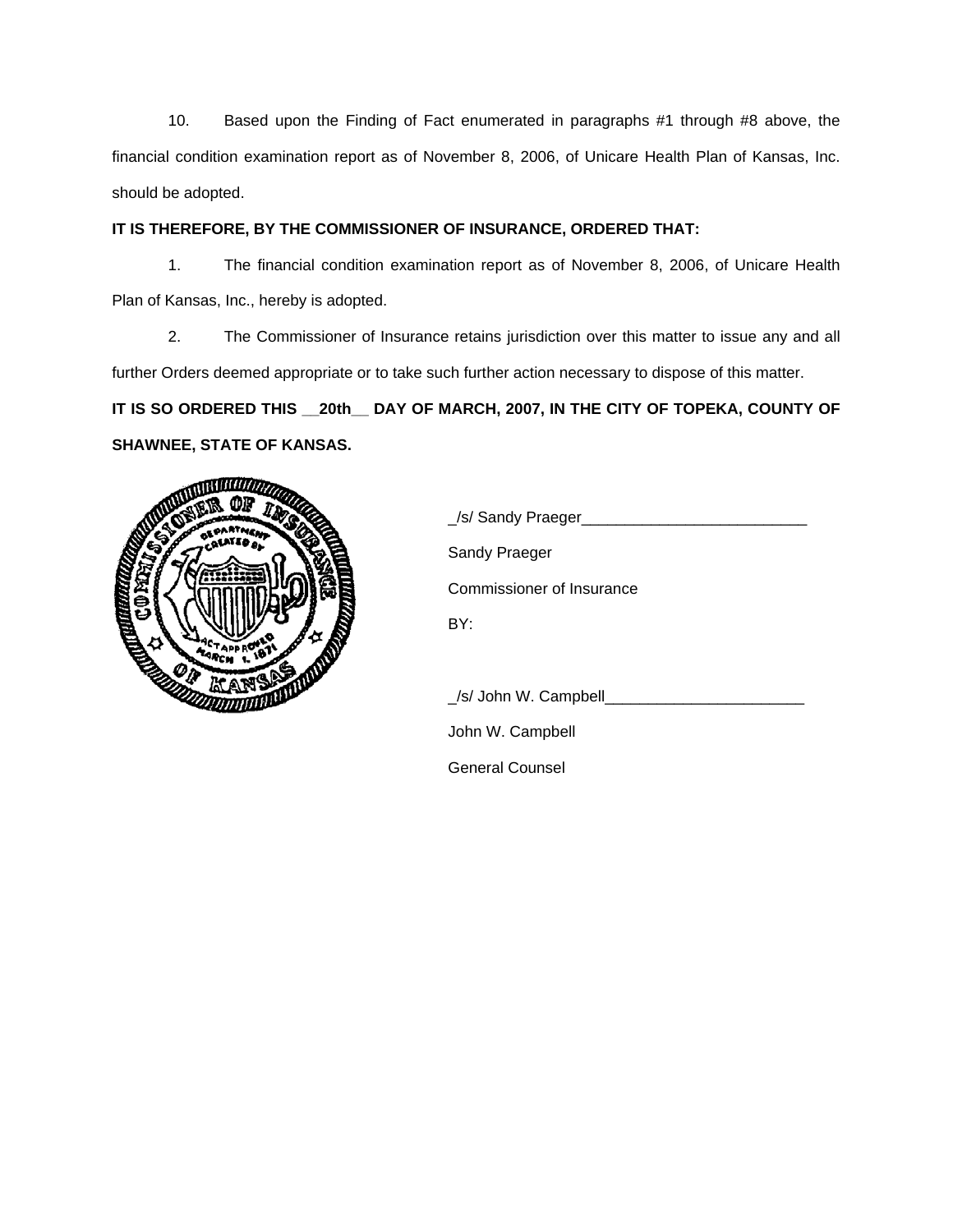10. Based upon the Finding of Fact enumerated in paragraphs #1 through #8 above, the financial condition examination report as of November 8, 2006, of Unicare Health Plan of Kansas, Inc. should be adopted.

**IT IS THEREFORE, BY THE COMMISSIONER OF INSURANCE, ORDERED THAT:**

1. The financial condition examination report as of November 8, 2006, of Unicare Health Plan of Kansas, Inc., hereby is adopted.

2. The Commissioner of Insurance retains jurisdiction over this matter to issue any and all further Orders deemed appropriate or to take such further action necessary to dispose of this matter.

**IT IS SO ORDERED THIS __20th__ DAY OF MARCH, 2007, IN THE CITY OF TOPEKA, COUNTY OF SHAWNEE, STATE OF KANSAS.**

_/s/ Sandy Praeger__________________________

Sandy Praeger

Commissioner of Insurance

BY:

_/s/ John W. Campbell_______________________

John W. Campbell

General Counsel